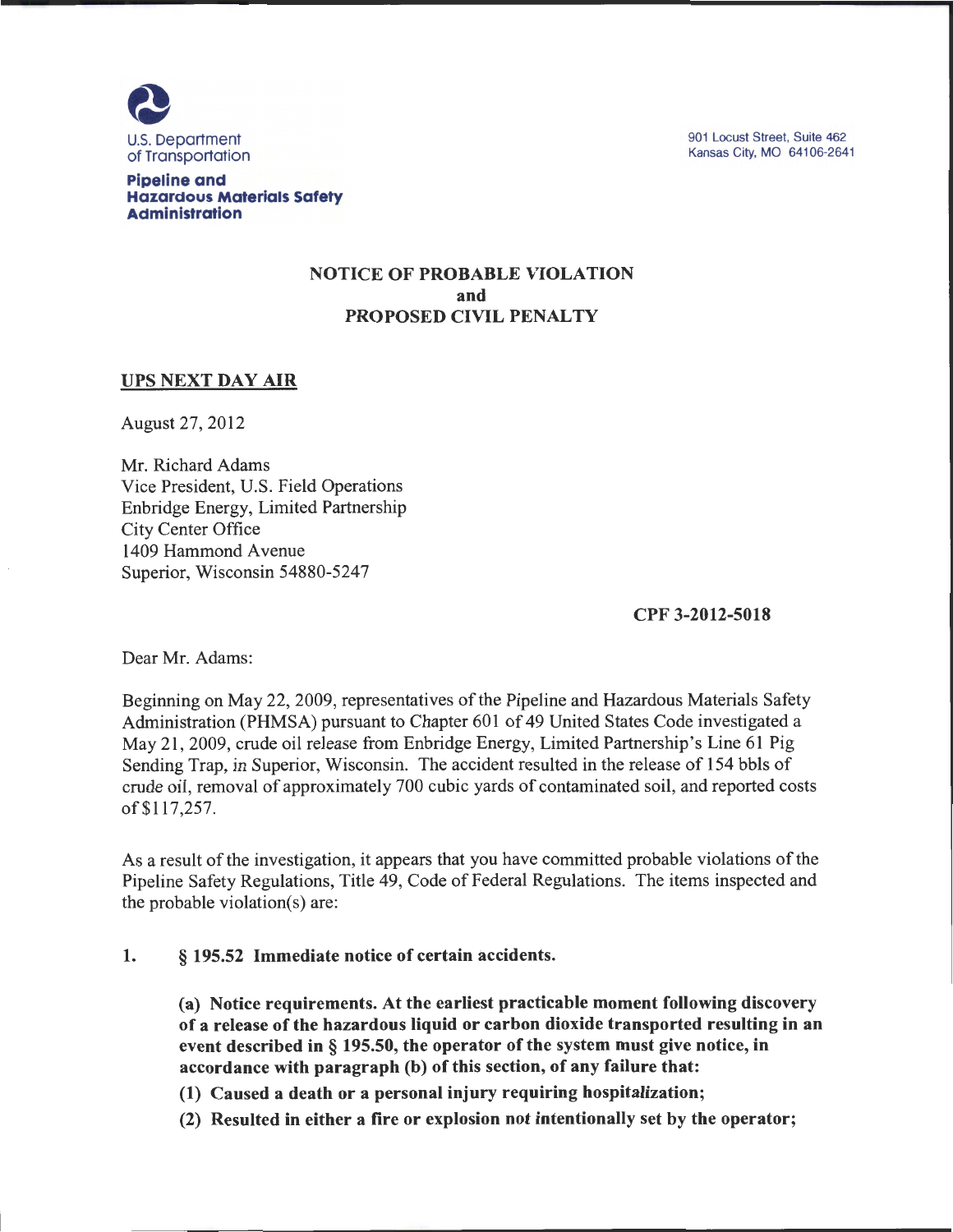U.S. Department of Transportation

**Pipeline and Hazardous Materials Safety Administration**

901 Locust Street, Suite 462
Kansas City, MO 64106-2641

**NOTICE OF PROBABLE VIOLATION**
**and**
**PROPOSED CIVIL PENALTY**

**UPS NEXT DAY AIR**

August 27, 2012

Mr. Richard Adams
Vice President, U.S. Field Operations
Enbridge Energy, Limited Partnership
City Center Office
1409 Hammond Avenue
Superior, Wisconsin 54880-5247

**CPF 3-2012-5018**

Dear Mr. Adams:

Beginning on May 22, 2009, representatives of the Pipeline and Hazardous Materials Safety Administration (PHMSA) pursuant to Chapter 601 of 49 United States Code investigated a May 21, 2009, crude oil release from Enbridge Energy, Limited Partnership's Line 61 Pig Sending Trap, in Superior, Wisconsin. The accident resulted in the release of 154 bbls of crude oil, removal of approximately 700 cubic yards of contaminated soil, and reported costs of $117,257.

As a result of the investigation, it appears that you have committed probable violations of the Pipeline Safety Regulations, Title 49, Code of Federal Regulations. The items inspected and the probable violation(s) are:

1. **§ 195.52 Immediate notice of certain accidents.**

   **(a) Notice requirements. At the earliest practicable moment following discovery of a release of the hazardous liquid or carbon dioxide transported resulting in an event described in § 195.50, the operator of the system must give notice, in accordance with paragraph (b) of this section, of any failure that:**

   **(1) Caused a death or a personal injury requiring hospitalization;**

   **(2) Resulted in either a fire or explosion not intentionally set by the operator;**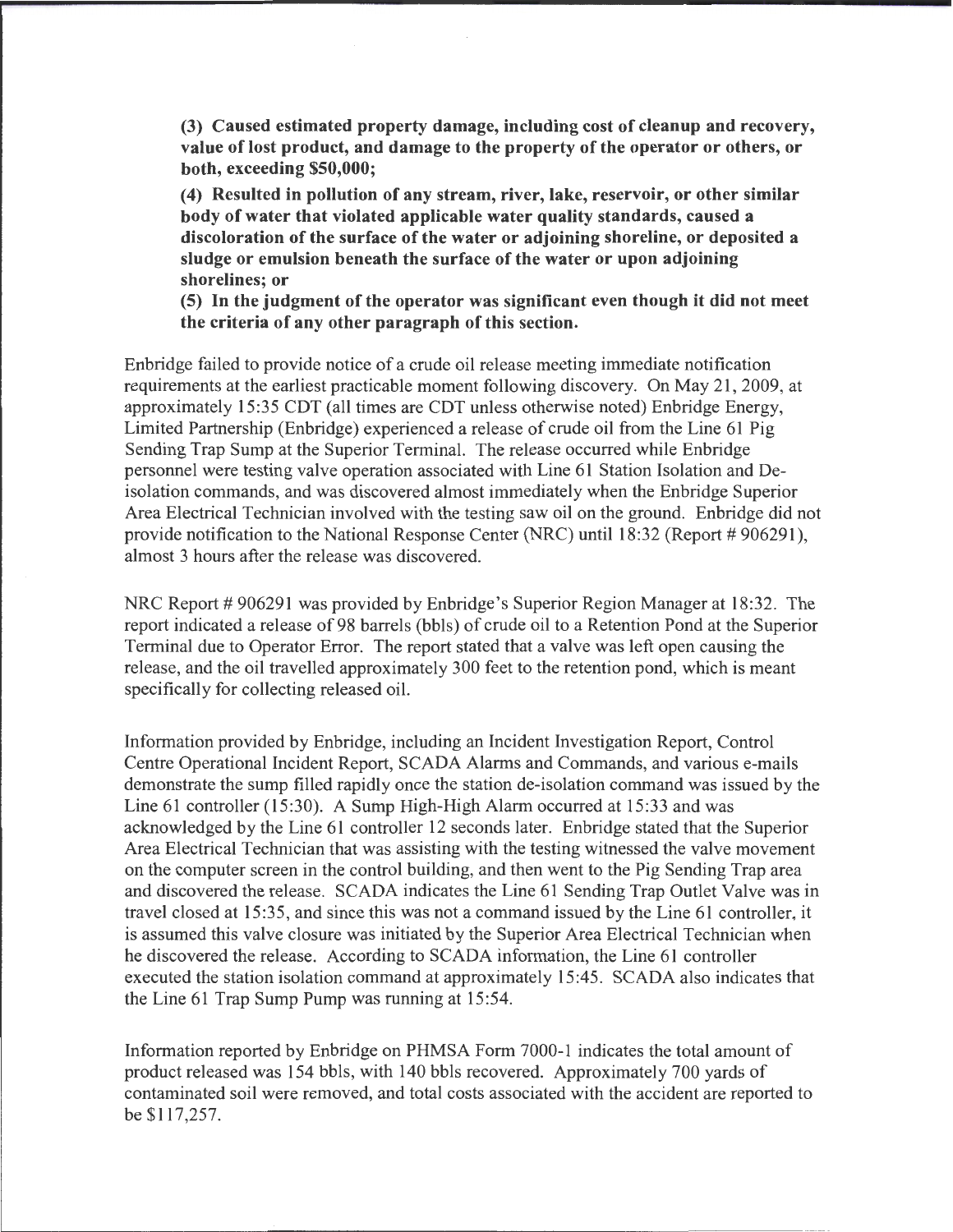**(3) Caused estimated property damage, including cost of cleanup and recovery, value of lost product, and damage to the property of the operator or others, or both, exceeding $50,000;**

**(4) Resulted in pollution of any stream, river, lake, reservoir, or other similar body of water that violated applicable water quality standards, caused a discoloration of the surface of the water or adjoining shoreline, or deposited a sludge or emulsion beneath the surface of the water or upon adjoining shorelines; or**

**(5) In the judgment of the operator was significant even though it did not meet the criteria of any other paragraph of this section.**

Enbridge failed to provide notice of a crude oil release meeting immediate notification requirements at the earliest practicable moment following discovery. On May 21, 2009, at approximately 15:35 CDT (all times are CDT unless otherwise noted) Enbridge Energy, Limited Partnership (Enbridge) experienced a release of crude oil from the Line 61 Pig Sending Trap Sump at the Superior Terminal. The release occurred while Enbridge personnel were testing valve operation associated with Line 61 Station Isolation and De-isolation commands, and was discovered almost immediately when the Enbridge Superior Area Electrical Technician involved with the testing saw oil on the ground. Enbridge did not provide notification to the National Response Center (NRC) until 18:32 (Report # 906291), almost 3 hours after the release was discovered.

NRC Report # 906291 was provided by Enbridge's Superior Region Manager at 18:32. The report indicated a release of 98 barrels (bbls) of crude oil to a Retention Pond at the Superior Terminal due to Operator Error. The report stated that a valve was left open causing the release, and the oil travelled approximately 300 feet to the retention pond, which is meant specifically for collecting released oil.

Information provided by Enbridge, including an Incident Investigation Report, Control Centre Operational Incident Report, SCADA Alarms and Commands, and various e-mails demonstrate the sump filled rapidly once the station de-isolation command was issued by the Line 61 controller (15:30). A Sump High-High Alarm occurred at 15:33 and was acknowledged by the Line 61 controller 12 seconds later. Enbridge stated that the Superior Area Electrical Technician that was assisting with the testing witnessed the valve movement on the computer screen in the control building, and then went to the Pig Sending Trap area and discovered the release. SCADA indicates the Line 61 Sending Trap Outlet Valve was in travel closed at 15:35, and since this was not a command issued by the Line 61 controller, it is assumed this valve closure was initiated by the Superior Area Electrical Technician when he discovered the release. According to SCADA information, the Line 61 controller executed the station isolation command at approximately 15:45. SCADA also indicates that the Line 61 Trap Sump Pump was running at 15:54.

Information reported by Enbridge on PHMSA Form 7000-1 indicates the total amount of product released was 154 bbls, with 140 bbls recovered. Approximately 700 yards of contaminated soil were removed, and total costs associated with the accident are reported to be $117,257.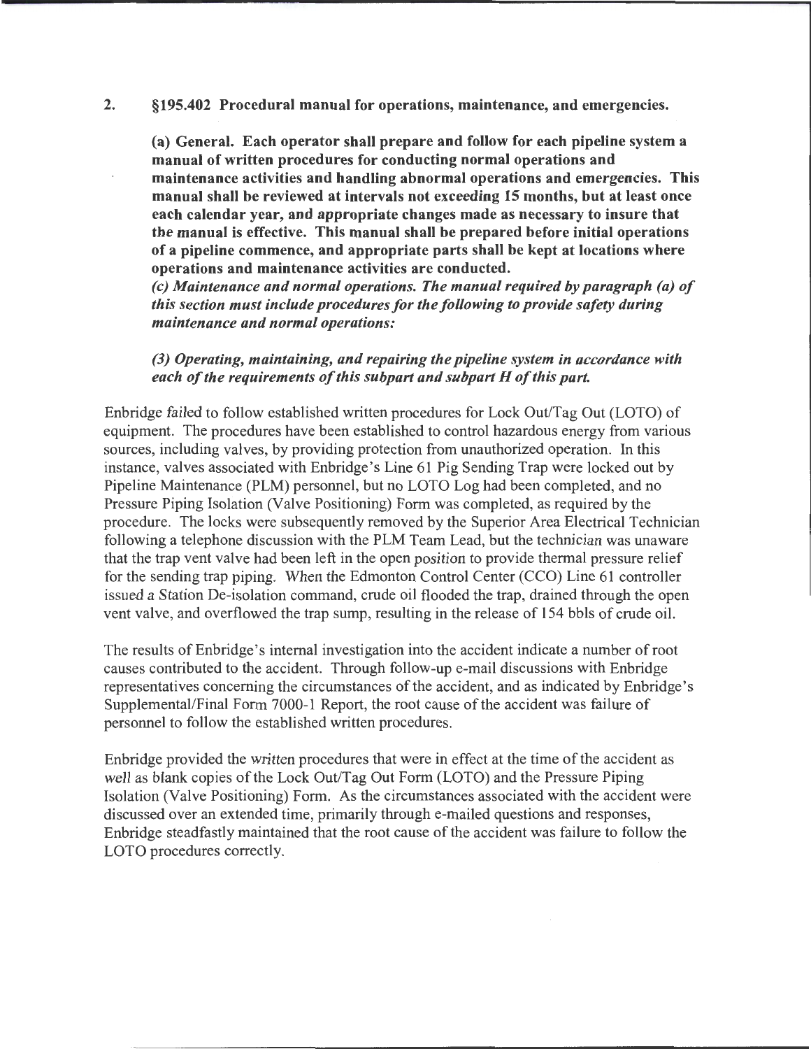2. **§195.402 Procedural manual for operations, maintenance, and emergencies.**

**(a) General. Each operator shall prepare and follow for each pipeline system a manual of written procedures for conducting normal operations and maintenance activities and handling abnormal operations and emergencies. This manual shall be reviewed at intervals not exceeding 15 months, but at least once each calendar year, and appropriate changes made as necessary to insure that the manual is effective. This manual shall be prepared before initial operations of a pipeline commence, and appropriate parts shall be kept at locations where operations and maintenance activities are conducted.**

***(c) Maintenance and normal operations. The manual required by paragraph (a) of this section must include procedures for the following to provide safety during maintenance and normal operations:***

***(3) Operating, maintaining, and repairing the pipeline system in accordance with each of the requirements of this subpart and subpart H of this part.***

Enbridge failed to follow established written procedures for Lock Out/Tag Out (LOTO) of equipment. The procedures have been established to control hazardous energy from various sources, including valves, by providing protection from unauthorized operation. In this instance, valves associated with Enbridge's Line 61 Pig Sending Trap were locked out by Pipeline Maintenance (PLM) personnel, but no LOTO Log had been completed, and no Pressure Piping Isolation (Valve Positioning) Form was completed, as required by the procedure. The locks were subsequently removed by the Superior Area Electrical Technician following a telephone discussion with the PLM Team Lead, but the technician was unaware that the trap vent valve had been left in the open position to provide thermal pressure relief for the sending trap piping. When the Edmonton Control Center (CCO) Line 61 controller issued a Station De-isolation command, crude oil flooded the trap, drained through the open vent valve, and overflowed the trap sump, resulting in the release of 154 bbls of crude oil.

The results of Enbridge's internal investigation into the accident indicate a number of root causes contributed to the accident. Through follow-up e-mail discussions with Enbridge representatives concerning the circumstances of the accident, and as indicated by Enbridge's Supplemental/Final Form 7000-1 Report, the root cause of the accident was failure of personnel to follow the established written procedures.

Enbridge provided the written procedures that were in effect at the time of the accident as well as blank copies of the Lock Out/Tag Out Form (LOTO) and the Pressure Piping Isolation (Valve Positioning) Form. As the circumstances associated with the accident were discussed over an extended time, primarily through e-mailed questions and responses, Enbridge steadfastly maintained that the root cause of the accident was failure to follow the LOTO procedures correctly.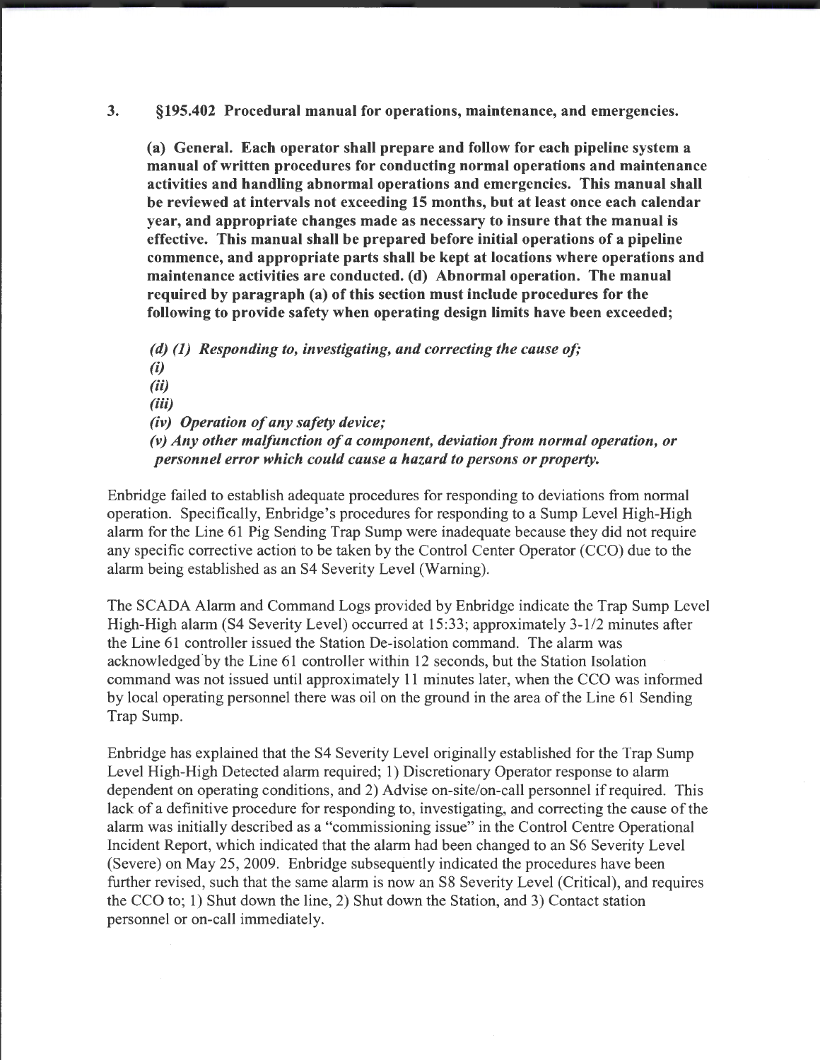3. **§195.402 Procedural manual for operations, maintenance, and emergencies.**

**(a) General. Each operator shall prepare and follow for each pipeline system a manual of written procedures for conducting normal operations and maintenance activities and handling abnormal operations and emergencies. This manual shall be reviewed at intervals not exceeding 15 months, but at least once each calendar year, and appropriate changes made as necessary to insure that the manual is effective. This manual shall be prepared before initial operations of a pipeline commence, and appropriate parts shall be kept at locations where operations and maintenance activities are conducted. (d) Abnormal operation. The manual required by paragraph (a) of this section must include procedures for the following to provide safety when operating design limits have been exceeded;**

***(d) (1) Responding to, investigating, and correcting the cause of;***
***(i)***
***(ii)***
***(iii)***
***(iv) Operation of any safety device;***
***(v) Any other malfunction of a component, deviation from normal operation, or personnel error which could cause a hazard to persons or property.***

Enbridge failed to establish adequate procedures for responding to deviations from normal operation. Specifically, Enbridge's procedures for responding to a Sump Level High-High alarm for the Line 61 Pig Sending Trap Sump were inadequate because they did not require any specific corrective action to be taken by the Control Center Operator (CCO) due to the alarm being established as an S4 Severity Level (Warning).

The SCADA Alarm and Command Logs provided by Enbridge indicate the Trap Sump Level High-High alarm (S4 Severity Level) occurred at 15:33; approximately 3-1/2 minutes after the Line 61 controller issued the Station De-isolation command. The alarm was acknowledged by the Line 61 controller within 12 seconds, but the Station Isolation command was not issued until approximately 11 minutes later, when the CCO was informed by local operating personnel there was oil on the ground in the area of the Line 61 Sending Trap Sump.

Enbridge has explained that the S4 Severity Level originally established for the Trap Sump Level High-High Detected alarm required; 1) Discretionary Operator response to alarm dependent on operating conditions, and 2) Advise on-site/on-call personnel if required. This lack of a definitive procedure for responding to, investigating, and correcting the cause of the alarm was initially described as a "commissioning issue" in the Control Centre Operational Incident Report, which indicated that the alarm had been changed to an S6 Severity Level (Severe) on May 25, 2009. Enbridge subsequently indicated the procedures have been further revised, such that the same alarm is now an S8 Severity Level (Critical), and requires the CCO to; 1) Shut down the line, 2) Shut down the Station, and 3) Contact station personnel or on-call immediately.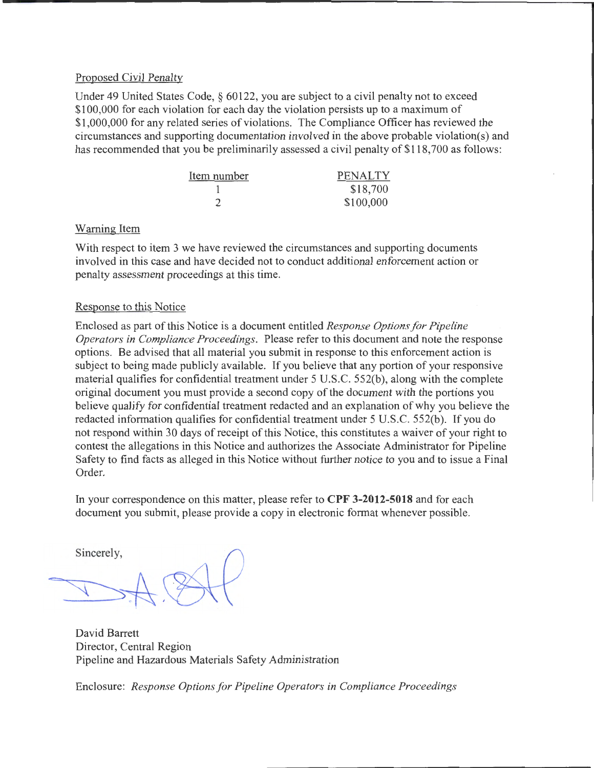Proposed Civil Penalty

Under 49 United States Code, § 60122, you are subject to a civil penalty not to exceed $100,000 for each violation for each day the violation persists up to a maximum of $1,000,000 for any related series of violations. The Compliance Officer has reviewed the circumstances and supporting documentation involved in the above probable violation(s) and has recommended that you be preliminarily assessed a civil penalty of $118,700 as follows:

| Item number | PENALTY |
|---|---|
| 1 | $18,700 |
| 2 | $100,000 |

Warning Item

With respect to item 3 we have reviewed the circumstances and supporting documents involved in this case and have decided not to conduct additional enforcement action or penalty assessment proceedings at this time.

Response to this Notice

Enclosed as part of this Notice is a document entitled *Response Options for Pipeline Operators in Compliance Proceedings*. Please refer to this document and note the response options. Be advised that all material you submit in response to this enforcement action is subject to being made publicly available. If you believe that any portion of your responsive material qualifies for confidential treatment under 5 U.S.C. 552(b), along with the complete original document you must provide a second copy of the document with the portions you believe qualify for confidential treatment redacted and an explanation of why you believe the redacted information qualifies for confidential treatment under 5 U.S.C. 552(b). If you do not respond within 30 days of receipt of this Notice, this constitutes a waiver of your right to contest the allegations in this Notice and authorizes the Associate Administrator for Pipeline Safety to find facts as alleged in this Notice without further notice to you and to issue a Final Order.

In your correspondence on this matter, please refer to **CPF 3-2012-5018** and for each document you submit, please provide a copy in electronic format whenever possible.

Sincerely,

David Barrett
Director, Central Region
Pipeline and Hazardous Materials Safety Administration

Enclosure: *Response Options for Pipeline Operators in Compliance Proceedings*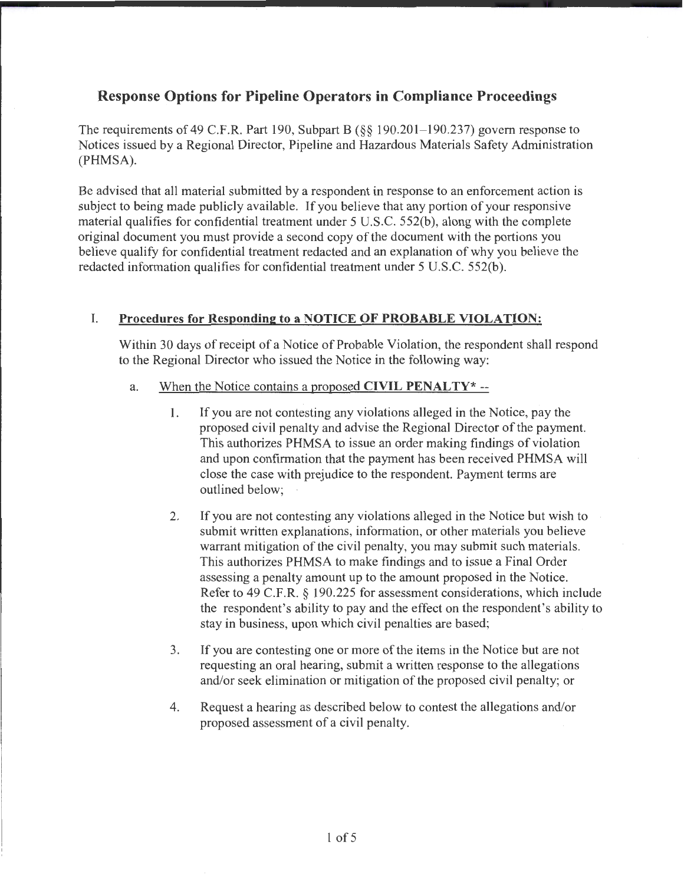## Response Options for Pipeline Operators in Compliance Proceedings

The requirements of 49 C.F.R. Part 190, Subpart B (§§ 190.201–190.237) govern response to Notices issued by a Regional Director, Pipeline and Hazardous Materials Safety Administration (PHMSA).

Be advised that all material submitted by a respondent in response to an enforcement action is subject to being made publicly available. If you believe that any portion of your responsive material qualifies for confidential treatment under 5 U.S.C. 552(b), along with the complete original document you must provide a second copy of the document with the portions you believe qualify for confidential treatment redacted and an explanation of why you believe the redacted information qualifies for confidential treatment under 5 U.S.C. 552(b).

### I. Procedures for Responding to a NOTICE OF PROBABLE VIOLATION:

Within 30 days of receipt of a Notice of Probable Violation, the respondent shall respond to the Regional Director who issued the Notice in the following way:

a. When the Notice contains a proposed **CIVIL PENALTY*** --

1. If you are not contesting any violations alleged in the Notice, pay the proposed civil penalty and advise the Regional Director of the payment. This authorizes PHMSA to issue an order making findings of violation and upon confirmation that the payment has been received PHMSA will close the case with prejudice to the respondent. Payment terms are outlined below;

2. If you are not contesting any violations alleged in the Notice but wish to submit written explanations, information, or other materials you believe warrant mitigation of the civil penalty, you may submit such materials. This authorizes PHMSA to make findings and to issue a Final Order assessing a penalty amount up to the amount proposed in the Notice. Refer to 49 C.F.R. § 190.225 for assessment considerations, which include the respondent's ability to pay and the effect on the respondent's ability to stay in business, upon which civil penalties are based;

3. If you are contesting one or more of the items in the Notice but are not requesting an oral hearing, submit a written response to the allegations and/or seek elimination or mitigation of the proposed civil penalty; or

4. Request a hearing as described below to contest the allegations and/or proposed assessment of a civil penalty.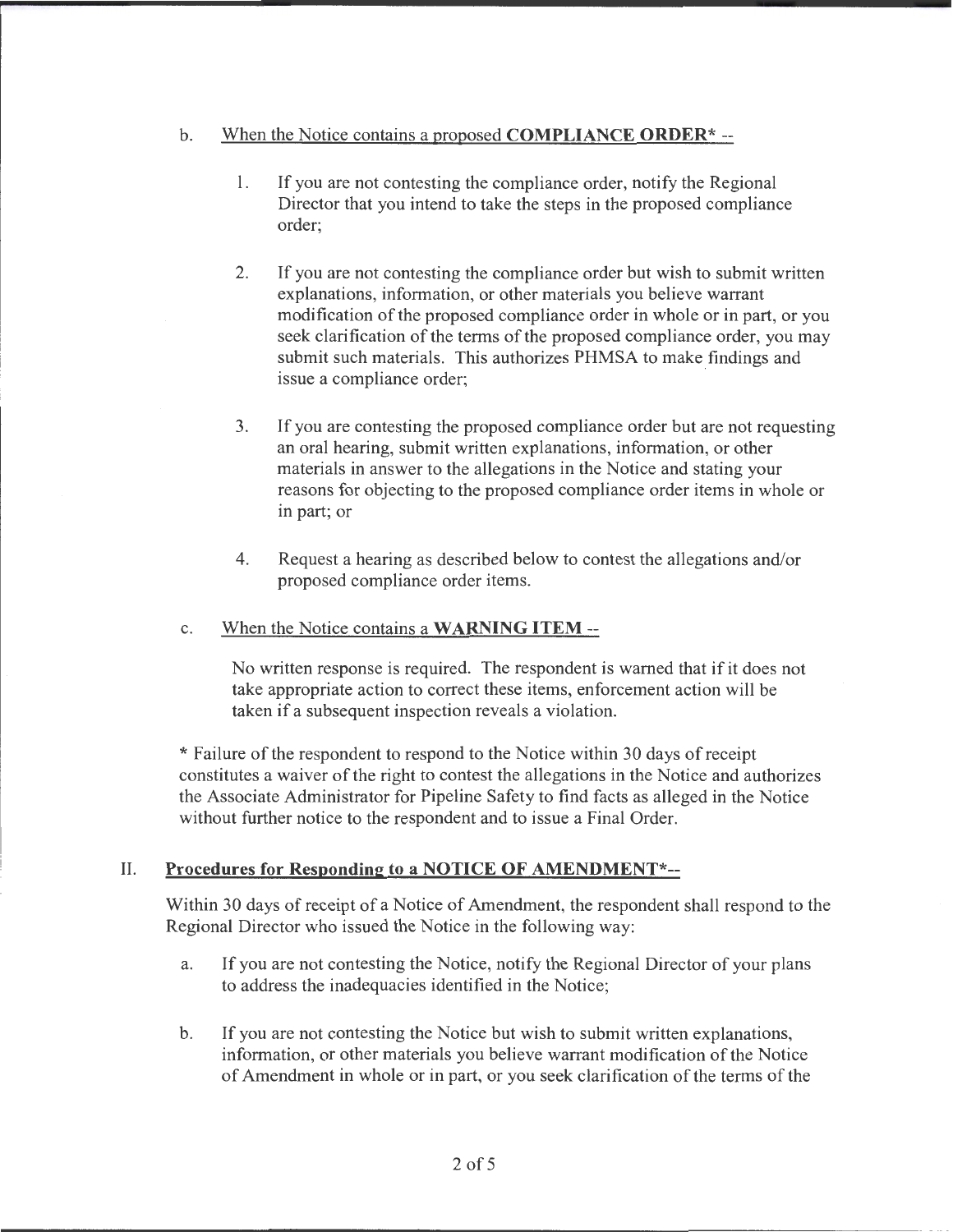b. <u>When the Notice contains a proposed **COMPLIANCE ORDER*** --</u>

   1. If you are not contesting the compliance order, notify the Regional Director that you intend to take the steps in the proposed compliance order;

   2. If you are not contesting the compliance order but wish to submit written explanations, information, or other materials you believe warrant modification of the proposed compliance order in whole or in part, or you seek clarification of the terms of the proposed compliance order, you may submit such materials. This authorizes PHMSA to make findings and issue a compliance order;

   3. If you are contesting the proposed compliance order but are not requesting an oral hearing, submit written explanations, information, or other materials in answer to the allegations in the Notice and stating your reasons for objecting to the proposed compliance order items in whole or in part; or

   4. Request a hearing as described below to contest the allegations and/or proposed compliance order items.

c. <u>When the Notice contains a **WARNING ITEM** --</u>

   No written response is required. The respondent is warned that if it does not take appropriate action to correct these items, enforcement action will be taken if a subsequent inspection reveals a violation.

\* Failure of the respondent to respond to the Notice within 30 days of receipt constitutes a waiver of the right to contest the allegations in the Notice and authorizes the Associate Administrator for Pipeline Safety to find facts as alleged in the Notice without further notice to the respondent and to issue a Final Order.

## II. <u>Procedures for Responding to a NOTICE OF AMENDMENT*--</u>

Within 30 days of receipt of a Notice of Amendment, the respondent shall respond to the Regional Director who issued the Notice in the following way:

a. If you are not contesting the Notice, notify the Regional Director of your plans to address the inadequacies identified in the Notice;

b. If you are not contesting the Notice but wish to submit written explanations, information, or other materials you believe warrant modification of the Notice of Amendment in whole or in part, or you seek clarification of the terms of the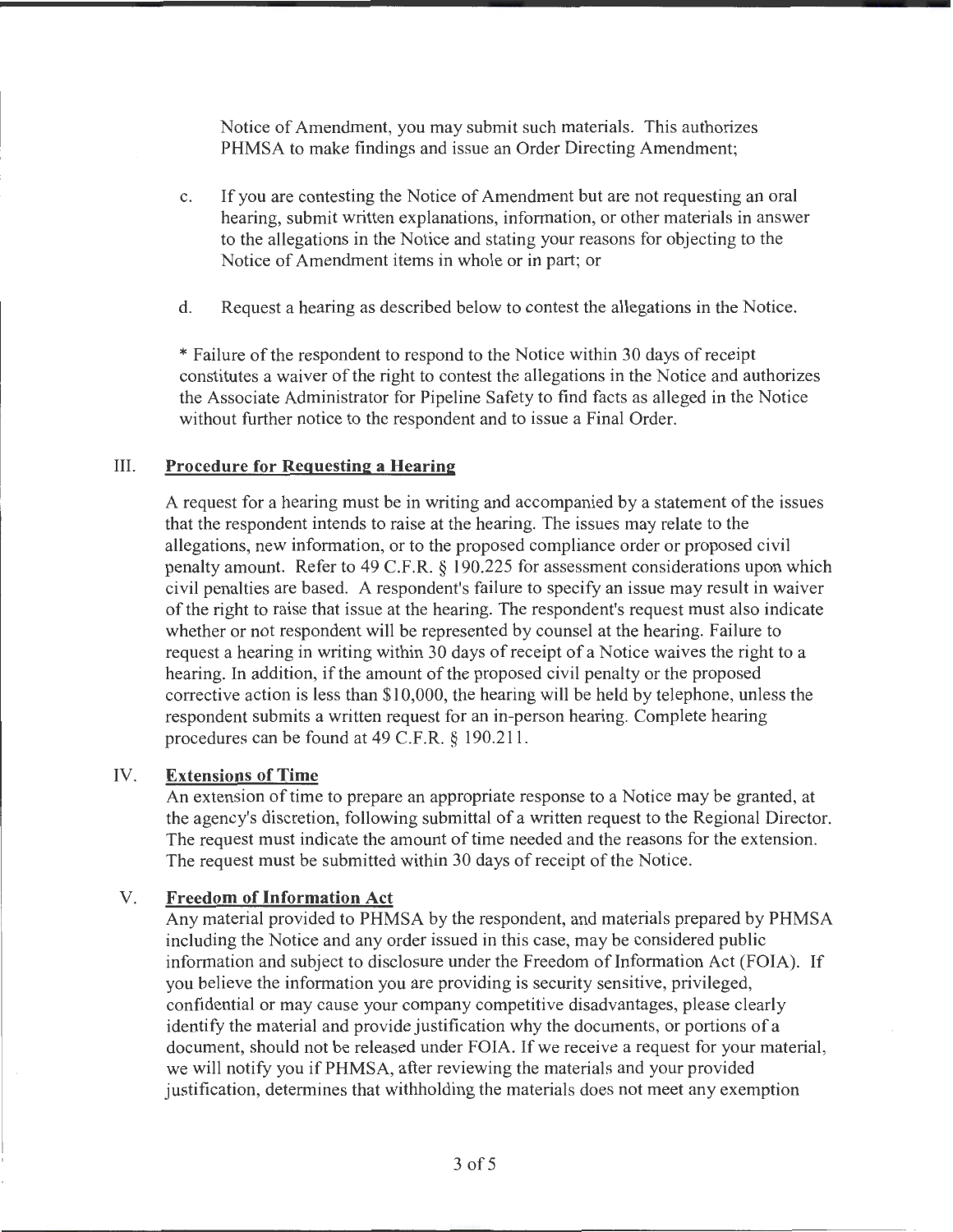Notice of Amendment, you may submit such materials. This authorizes PHMSA to make findings and issue an Order Directing Amendment;

c. If you are contesting the Notice of Amendment but are not requesting an oral hearing, submit written explanations, information, or other materials in answer to the allegations in the Notice and stating your reasons for objecting to the Notice of Amendment items in whole or in part; or

d. Request a hearing as described below to contest the allegations in the Notice.

* Failure of the respondent to respond to the Notice within 30 days of receipt constitutes a waiver of the right to contest the allegations in the Notice and authorizes the Associate Administrator for Pipeline Safety to find facts as alleged in the Notice without further notice to the respondent and to issue a Final Order.

## III. Procedure for Requesting a Hearing

A request for a hearing must be in writing and accompanied by a statement of the issues that the respondent intends to raise at the hearing. The issues may relate to the allegations, new information, or to the proposed compliance order or proposed civil penalty amount. Refer to 49 C.F.R. § 190.225 for assessment considerations upon which civil penalties are based. A respondent's failure to specify an issue may result in waiver of the right to raise that issue at the hearing. The respondent's request must also indicate whether or not respondent will be represented by counsel at the hearing. Failure to request a hearing in writing within 30 days of receipt of a Notice waives the right to a hearing. In addition, if the amount of the proposed civil penalty or the proposed corrective action is less than $10,000, the hearing will be held by telephone, unless the respondent submits a written request for an in-person hearing. Complete hearing procedures can be found at 49 C.F.R. § 190.211.

## IV. Extensions of Time

An extension of time to prepare an appropriate response to a Notice may be granted, at the agency's discretion, following submittal of a written request to the Regional Director. The request must indicate the amount of time needed and the reasons for the extension. The request must be submitted within 30 days of receipt of the Notice.

## V. Freedom of Information Act

Any material provided to PHMSA by the respondent, and materials prepared by PHMSA including the Notice and any order issued in this case, may be considered public information and subject to disclosure under the Freedom of Information Act (FOIA). If you believe the information you are providing is security sensitive, privileged, confidential or may cause your company competitive disadvantages, please clearly identify the material and provide justification why the documents, or portions of a document, should not be released under FOIA. If we receive a request for your material, we will notify you if PHMSA, after reviewing the materials and your provided justification, determines that withholding the materials does not meet any exemption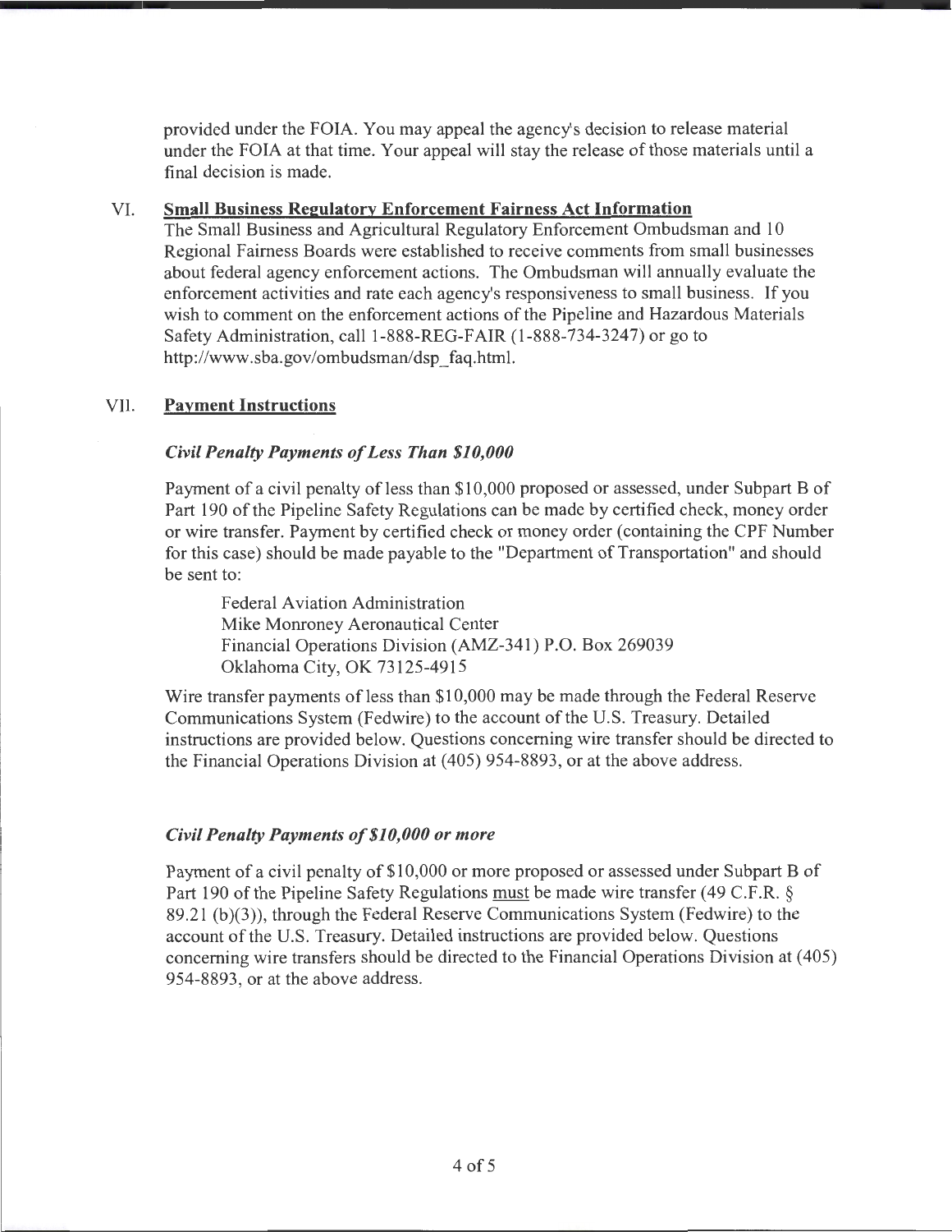provided under the FOIA. You may appeal the agency's decision to release material under the FOIA at that time. Your appeal will stay the release of those materials until a final decision is made.

## VI. Small Business Regulatory Enforcement Fairness Act Information

The Small Business and Agricultural Regulatory Enforcement Ombudsman and 10 Regional Fairness Boards were established to receive comments from small businesses about federal agency enforcement actions. The Ombudsman will annually evaluate the enforcement activities and rate each agency's responsiveness to small business. If you wish to comment on the enforcement actions of the Pipeline and Hazardous Materials Safety Administration, call 1-888-REG-FAIR (1-888-734-3247) or go to http://www.sba.gov/ombudsman/dsp_faq.html.

## VII. Payment Instructions

### *Civil Penalty Payments of Less Than $10,000*

Payment of a civil penalty of less than $10,000 proposed or assessed, under Subpart B of Part 190 of the Pipeline Safety Regulations can be made by certified check, money order or wire transfer. Payment by certified check or money order (containing the CPF Number for this case) should be made payable to the "Department of Transportation" and should be sent to:

> Federal Aviation Administration
> Mike Monroney Aeronautical Center
> Financial Operations Division (AMZ-341) P.O. Box 269039
> Oklahoma City, OK 73125-4915

Wire transfer payments of less than $10,000 may be made through the Federal Reserve Communications System (Fedwire) to the account of the U.S. Treasury. Detailed instructions are provided below. Questions concerning wire transfer should be directed to the Financial Operations Division at (405) 954-8893, or at the above address.

### *Civil Penalty Payments of $10,000 or more*

Payment of a civil penalty of $10,000 or more proposed or assessed under Subpart B of Part 190 of the Pipeline Safety Regulations must be made wire transfer (49 C.F.R. § 89.21 (b)(3)), through the Federal Reserve Communications System (Fedwire) to the account of the U.S. Treasury. Detailed instructions are provided below. Questions concerning wire transfers should be directed to the Financial Operations Division at (405) 954-8893, or at the above address.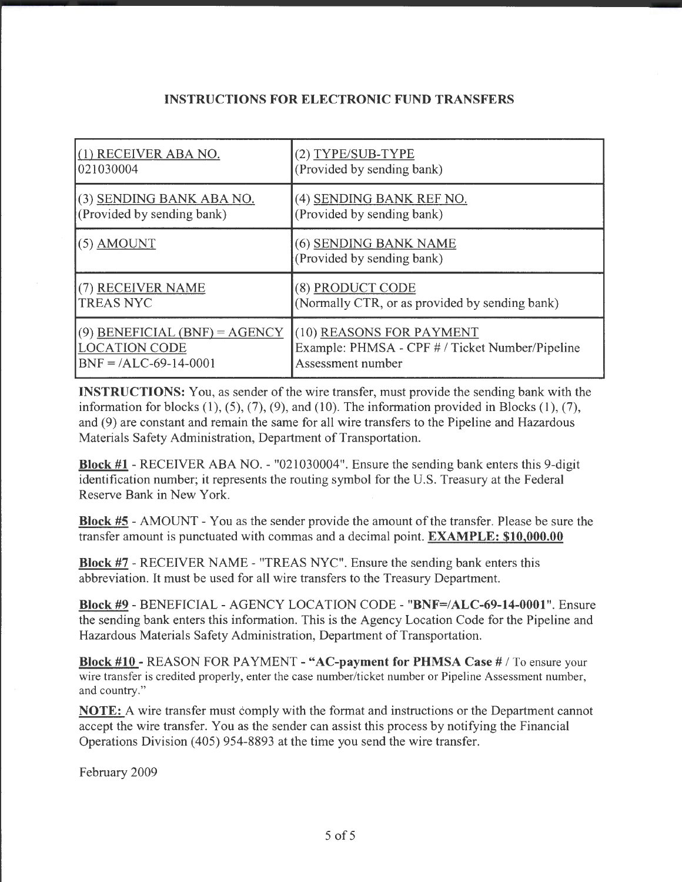## INSTRUCTIONS FOR ELECTRONIC FUND TRANSFERS

| | |
|---|---|
| (1) RECEIVER ABA NO.<br>021030004 | (2) TYPE/SUB-TYPE<br>(Provided by sending bank) |
| (3) SENDING BANK ABA NO.<br>(Provided by sending bank) | (4) SENDING BANK REF NO.<br>(Provided by sending bank) |
| (5) AMOUNT | (6) SENDING BANK NAME<br>(Provided by sending bank) |
| (7) RECEIVER NAME<br>TREAS NYC | (8) PRODUCT CODE<br>(Normally CTR, or as provided by sending bank) |
| (9) BENEFICIAL (BNF) = AGENCY LOCATION CODE<br>BNF = /ALC-69-14-0001 | (10) REASONS FOR PAYMENT<br>Example: PHMSA - CPF # / Ticket Number/Pipeline Assessment number |

**INSTRUCTIONS:** You, as sender of the wire transfer, must provide the sending bank with the information for blocks (1), (5), (7), (9), and (10). The information provided in Blocks (1), (7), and (9) are constant and remain the same for all wire transfers to the Pipeline and Hazardous Materials Safety Administration, Department of Transportation.

**Block #1** - RECEIVER ABA NO. - "021030004". Ensure the sending bank enters this 9-digit identification number; it represents the routing symbol for the U.S. Treasury at the Federal Reserve Bank in New York.

**Block #5** - AMOUNT - You as the sender provide the amount of the transfer. Please be sure the transfer amount is punctuated with commas and a decimal point. **EXAMPLE: $10,000.00**

**Block #7** - RECEIVER NAME - "TREAS NYC". Ensure the sending bank enters this abbreviation. It must be used for all wire transfers to the Treasury Department.

**Block #9** - BENEFICIAL - AGENCY LOCATION CODE - "**BNF=/ALC-69-14-0001**". Ensure the sending bank enters this information. This is the Agency Location Code for the Pipeline and Hazardous Materials Safety Administration, Department of Transportation.

**Block #10** - REASON FOR PAYMENT - **"AC-payment for PHMSA Case #** / To ensure your wire transfer is credited properly, enter the case number/ticket number or Pipeline Assessment number, and country."

**NOTE:** A wire transfer must comply with the format and instructions or the Department cannot accept the wire transfer. You as the sender can assist this process by notifying the Financial Operations Division (405) 954-8893 at the time you send the wire transfer.

February 2009